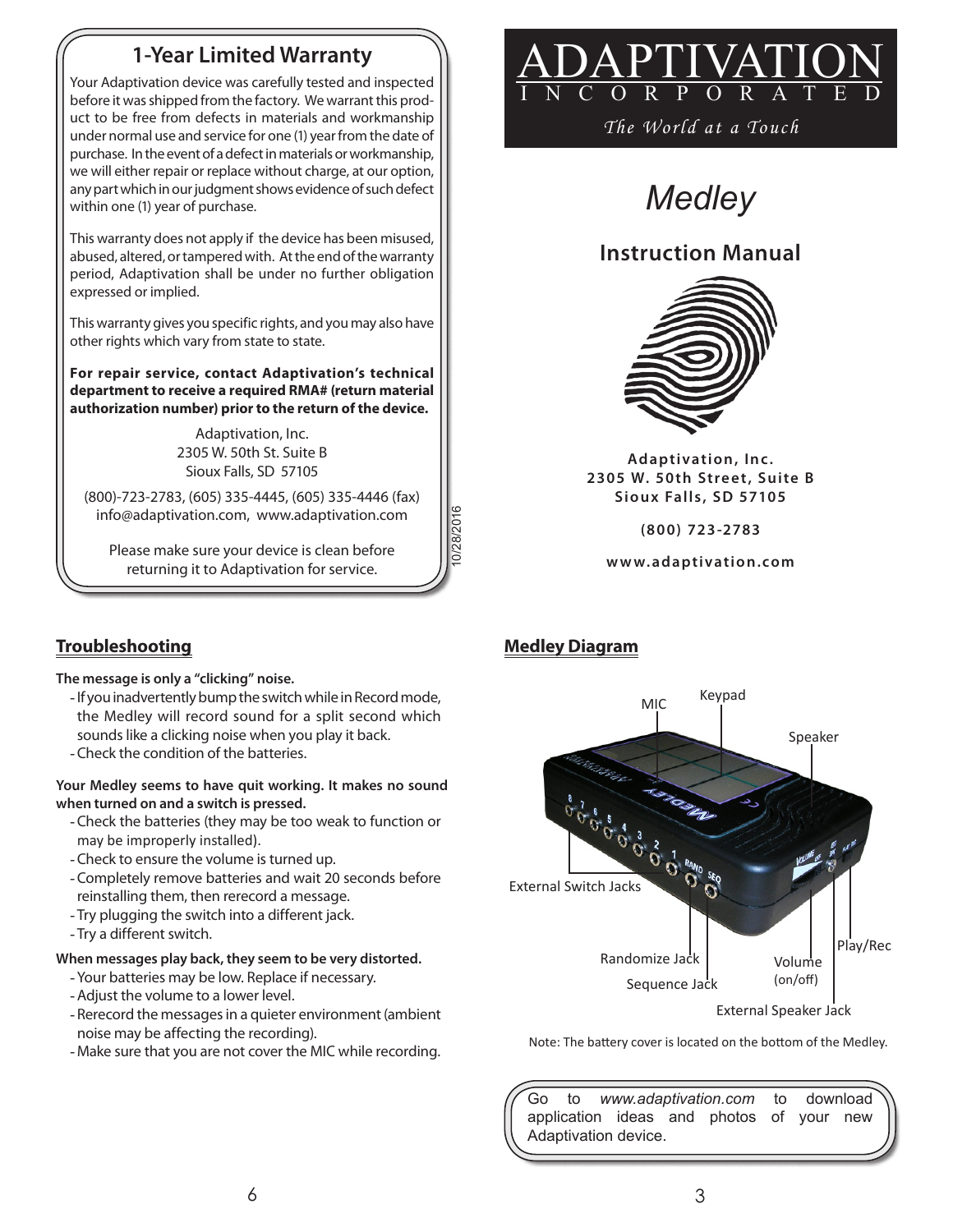## 1-Year Limited Warranty

Your Adaptivation device was carefully tested and inspected before it was shipped from the factory. We warrant this product to be free from defects in materials and workmanship under normal use and service for one (1) year from the date of purchase. In the event of a defect in materials or workmanship, we will either repair or replace without charge, at our option, any part which in our judgment shows evidence of such defect within one (1) year of purchase.

This warranty does not apply if the device has been misused, abused, altered, or tampered with. At the end of the warranty period, Adaptivation shall be under no further obligation expressed or implied.

This warranty gives you specific rights, and you may also have other rights which vary from state to state.

**For repair service, contact Adaptivation's technical department to receive a required RMA# (return material authorization number) prior to the return of the device.**

Adaptivation, Inc.
2305 W. 50th St. Suite B
Sioux Falls, SD 57105

(800)-723-2783, (605) 335-4445, (605) 335-4446 (fax)
info@adaptivation.com, www.adaptivation.com

Please make sure your device is clean before returning it to Adaptivation for service.

10/28/2016

## Troubleshooting

**The message is only a "clicking" noise.**

- If you inadvertently bump the switch while in Record mode, the Medley will record sound for a split second which sounds like a clicking noise when you play it back.
- Check the condition of the batteries.

**Your Medley seems to have quit working. It makes no sound when turned on and a switch is pressed.**

- Check the batteries (they may be too weak to function or may be improperly installed).
- Check to ensure the volume is turned up.
- Completely remove batteries and wait 20 seconds before reinstalling them, then rerecord a message.
- Try plugging the switch into a different jack.
- Try a different switch.

**When messages play back, they seem to be very distorted.**

- Your batteries may be low. Replace if necessary.
- Adjust the volume to a lower level.
- Rerecord the messages in a quieter environment (ambient noise may be affecting the recording).
- Make sure that you are not cover the MIC while recording.

# ADAPTIVATION INCORPORATED

*The World at a Touch*

# *Medley*

## Instruction Manual

**Adaptivation, Inc.**
**2305 W. 50th Street, Suite B**
**Sioux Falls, SD 57105**

**(800) 723-2783**

**www.adaptivation.com**

## Medley Diagram

MIC
Keypad
Speaker
External Switch Jacks
Randomize Jack
Sequence Jack
Volume (on/off)
Play/Rec
External Speaker Jack

Note: The battery cover is located on the bottom of the Medley.

Go to *www.adaptivation.com* to download application ideas and photos of your new Adaptivation device.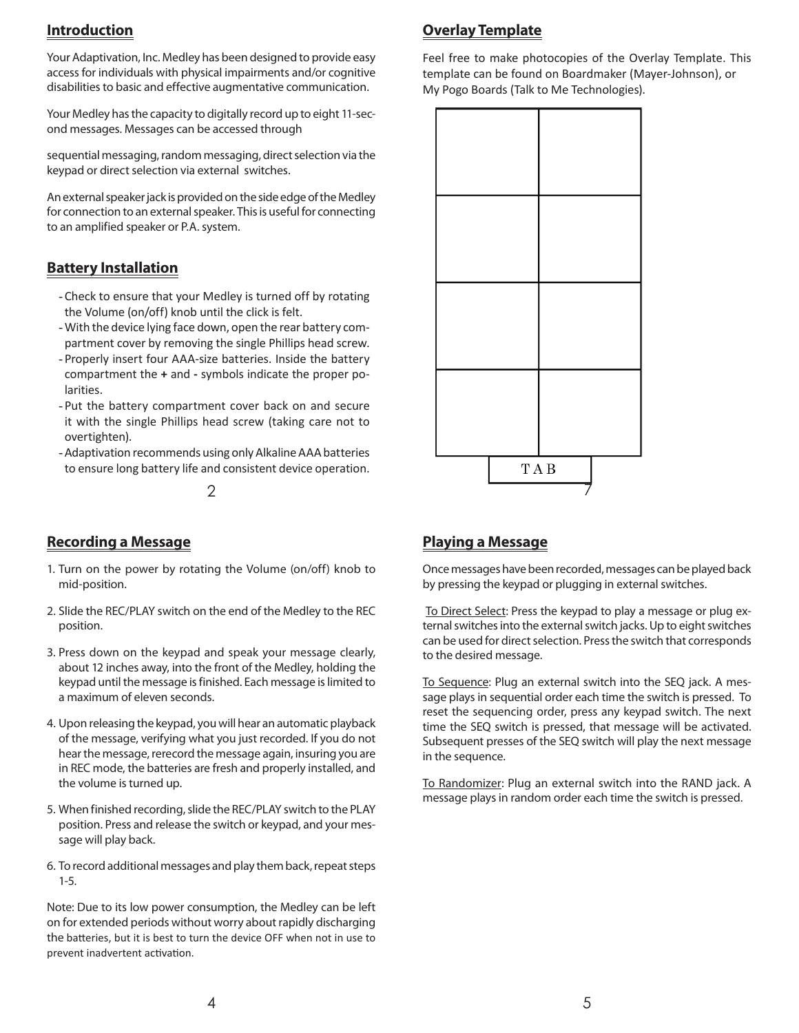## Introduction

Your Adaptivation, Inc. Medley has been designed to provide easy access for individuals with physical impairments and/or cognitive disabilities to basic and effective augmentative communication.

Your Medley has the capacity to digitally record up to eight 11-second messages. Messages can be accessed through

sequential messaging, random messaging, direct selection via the keypad or direct selection via external switches.

An external speaker jack is provided on the side edge of the Medley for connection to an external speaker. This is useful for connecting to an amplified speaker or P.A. system.

## Battery Installation

- Check to ensure that your Medley is turned off by rotating the Volume (on/off) knob until the click is felt.
- With the device lying face down, open the rear battery compartment cover by removing the single Phillips head screw.
- Properly insert four AAA-size batteries. Inside the battery compartment the **+** and **-** symbols indicate the proper polarities.
- Put the battery compartment cover back on and secure it with the single Phillips head screw (taking care not to overtighten).
- Adaptivation recommends using only Alkaline AAA batteries to ensure long battery life and consistent device operation.

## Overlay Template

Feel free to make photocopies of the Overlay Template. This template can be found on Boardmaker (Mayer-Johnson), or My Pogo Boards (Talk to Me Technologies).

| | |
|---|---|
| | |
| | |
| | |
| | |

TAB

## Recording a Message

1. Turn on the power by rotating the Volume (on/off) knob to mid-position.
2. Slide the REC/PLAY switch on the end of the Medley to the REC position.
3. Press down on the keypad and speak your message clearly, about 12 inches away, into the front of the Medley, holding the keypad until the message is finished. Each message is limited to a maximum of eleven seconds.
4. Upon releasing the keypad, you will hear an automatic playback of the message, verifying what you just recorded. If you do not hear the message, rerecord the message again, insuring you are in REC mode, the batteries are fresh and properly installed, and the volume is turned up.
5. When finished recording, slide the REC/PLAY switch to the PLAY position. Press and release the switch or keypad, and your message will play back.
6. To record additional messages and play them back, repeat steps 1-5.

Note: Due to its low power consumption, the Medley can be left on for extended periods without worry about rapidly discharging the batteries, but it is best to turn the device OFF when not in use to prevent inadvertent activation.

## Playing a Message

Once messages have been recorded, messages can be played back by pressing the keypad or plugging in external switches.

To Direct Select: Press the keypad to play a message or plug external switches into the external switch jacks. Up to eight switches can be used for direct selection. Press the switch that corresponds to the desired message.

To Sequence: Plug an external switch into the SEQ jack. A message plays in sequential order each time the switch is pressed. To reset the sequencing order, press any keypad switch. The next time the SEQ switch is pressed, that message will be activated. Subsequent presses of the SEQ switch will play the next message in the sequence.

To Randomizer: Plug an external switch into the RAND jack. A message plays in random order each time the switch is pressed.